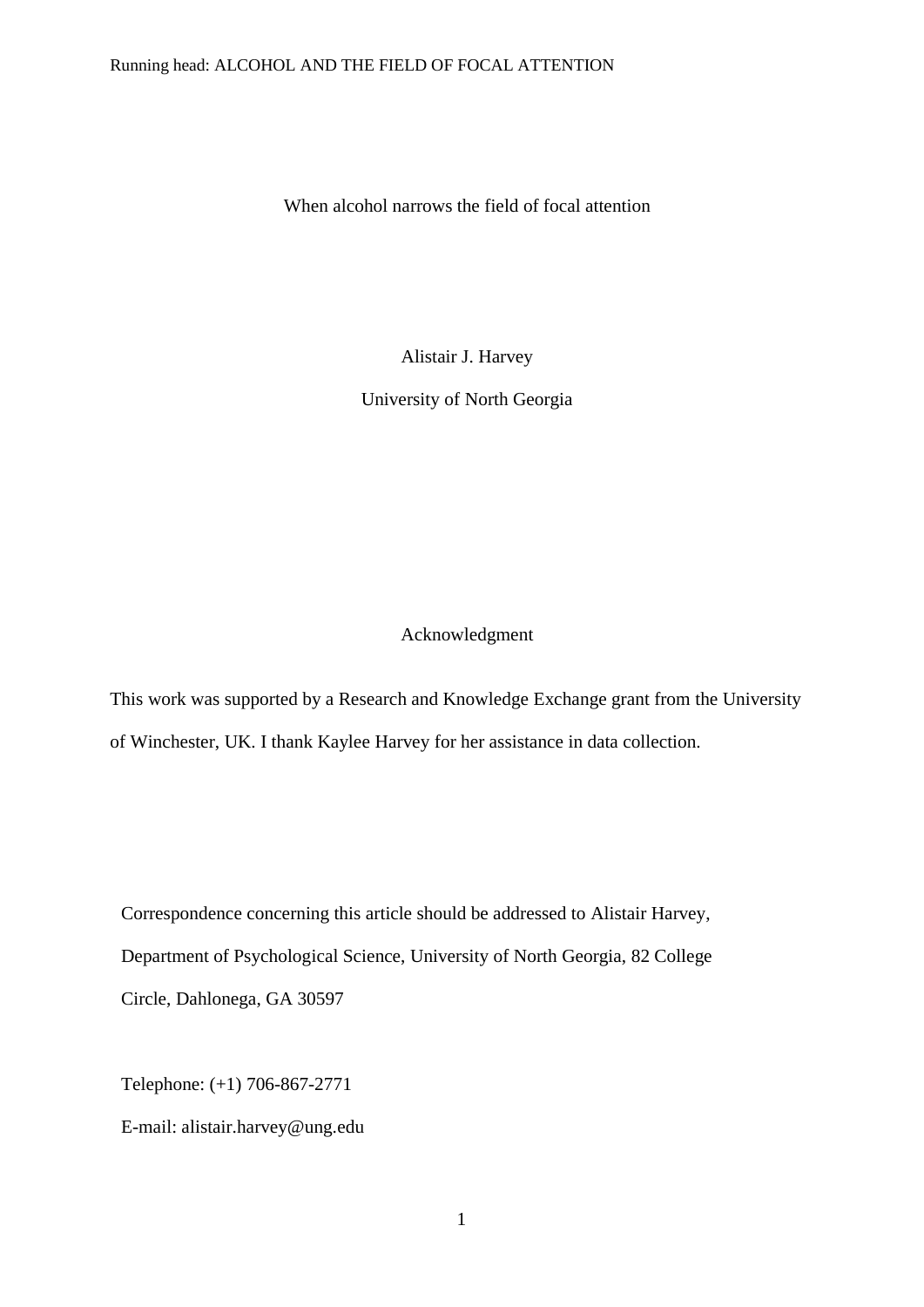# When alcohol narrows the field of focal attention

Alistair J. Harvey

University of North Georgia

## Acknowledgment

This work was supported by a Research and Knowledge Exchange grant from the University of Winchester, UK. I thank Kaylee Harvey for her assistance in data collection.

Correspondence concerning this article should be addressed to Alistair Harvey, Department of Psychological Science, University of North Georgia, 82 College Circle, Dahlonega, GA 30597

Telephone: (+1) 706-867-2771

E-mail: alistair.harvey@ung.edu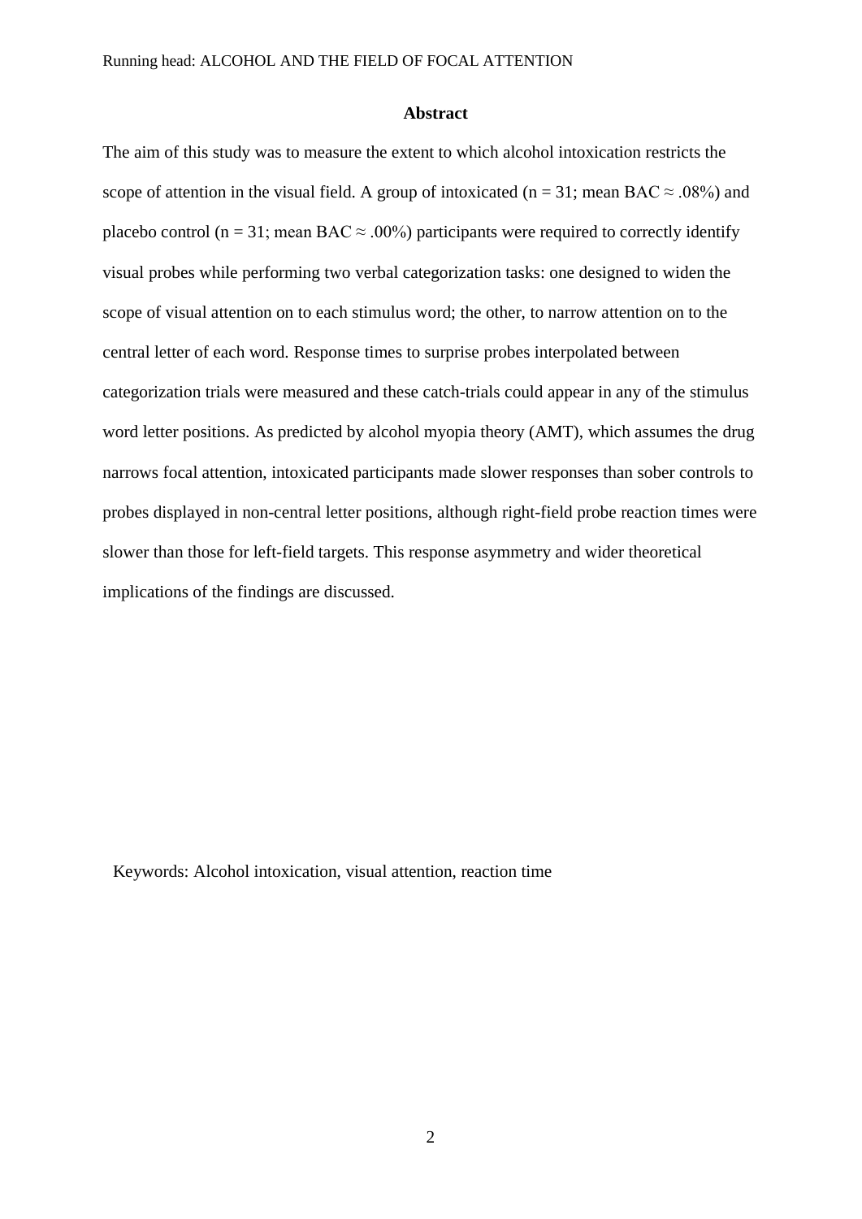## Abstract

The aim of this study was to measure the extent to which alcohol intoxication restricts the scope of attention in the visual field. A group of intoxicated ($n = 31$; mean BAC ≈ .08%) and placebo control ($n = 31$; mean BAC ≈ .00%) participants were required to correctly identify visual probes while performing two verbal categorization tasks: one designed to widen the scope of visual attention on to each stimulus word; the other, to narrow attention on to the central letter of each word. Response times to surprise probes interpolated between categorization trials were measured and these catch-trials could appear in any of the stimulus word letter positions. As predicted by alcohol myopia theory (AMT), which assumes the drug narrows focal attention, intoxicated participants made slower responses than sober controls to probes displayed in non-central letter positions, although right-field probe reaction times were slower than those for left-field targets. This response asymmetry and wider theoretical implications of the findings are discussed.

Keywords: Alcohol intoxication, visual attention, reaction time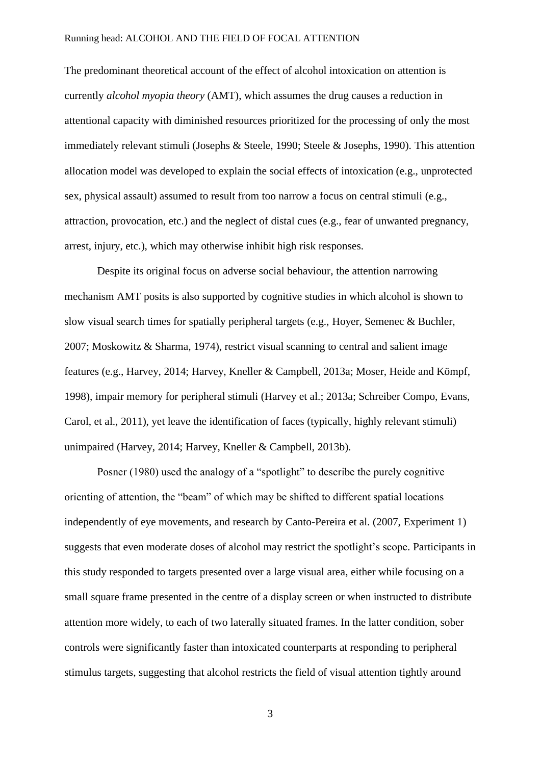The predominant theoretical account of the effect of alcohol intoxication on attention is currently *alcohol myopia theory* (AMT), which assumes the drug causes a reduction in attentional capacity with diminished resources prioritized for the processing of only the most immediately relevant stimuli (Josephs & Steele, 1990; Steele & Josephs, 1990). This attention allocation model was developed to explain the social effects of intoxication (e.g., unprotected sex, physical assault) assumed to result from too narrow a focus on central stimuli (e.g., attraction, provocation, etc.) and the neglect of distal cues (e.g., fear of unwanted pregnancy, arrest, injury, etc.), which may otherwise inhibit high risk responses.

Despite its original focus on adverse social behaviour, the attention narrowing mechanism AMT posits is also supported by cognitive studies in which alcohol is shown to slow visual search times for spatially peripheral targets (e.g., Hoyer, Semenec & Buchler, 2007; Moskowitz & Sharma, 1974), restrict visual scanning to central and salient image features (e.g., Harvey, 2014; Harvey, Kneller & Campbell, 2013a; Moser, Heide and Kömpf, 1998), impair memory for peripheral stimuli (Harvey et al.; 2013a; Schreiber Compo, Evans, Carol, et al., 2011), yet leave the identification of faces (typically, highly relevant stimuli) unimpaired (Harvey, 2014; Harvey, Kneller & Campbell, 2013b).

Posner (1980) used the analogy of a "spotlight" to describe the purely cognitive orienting of attention, the "beam" of which may be shifted to different spatial locations independently of eye movements, and research by Canto-Pereira et al. (2007, Experiment 1) suggests that even moderate doses of alcohol may restrict the spotlight's scope. Participants in this study responded to targets presented over a large visual area, either while focusing on a small square frame presented in the centre of a display screen or when instructed to distribute attention more widely, to each of two laterally situated frames. In the latter condition, sober controls were significantly faster than intoxicated counterparts at responding to peripheral stimulus targets, suggesting that alcohol restricts the field of visual attention tightly around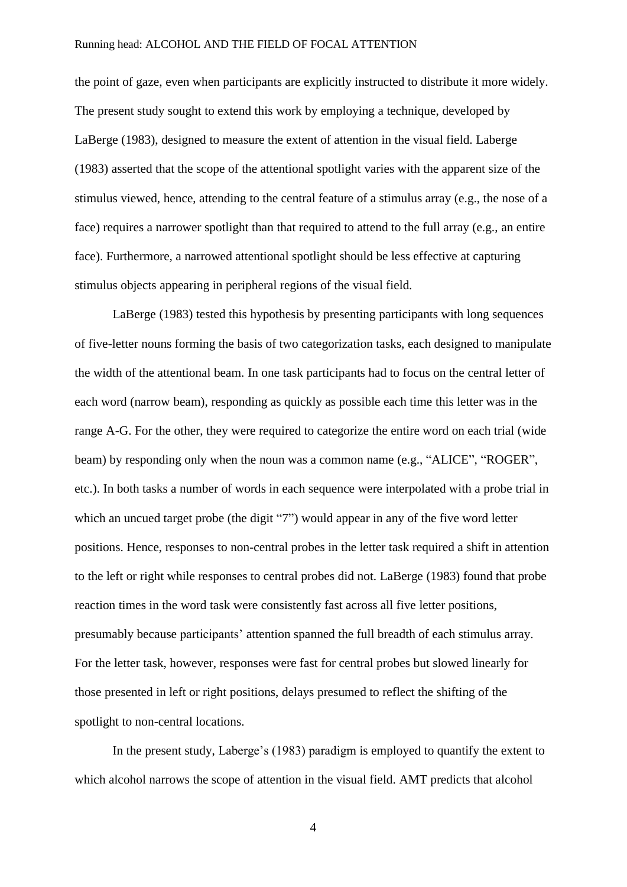the point of gaze, even when participants are explicitly instructed to distribute it more widely. The present study sought to extend this work by employing a technique, developed by LaBerge (1983), designed to measure the extent of attention in the visual field. Laberge (1983) asserted that the scope of the attentional spotlight varies with the apparent size of the stimulus viewed, hence, attending to the central feature of a stimulus array (e.g., the nose of a face) requires a narrower spotlight than that required to attend to the full array (e.g., an entire face). Furthermore, a narrowed attentional spotlight should be less effective at capturing stimulus objects appearing in peripheral regions of the visual field.

LaBerge (1983) tested this hypothesis by presenting participants with long sequences of five-letter nouns forming the basis of two categorization tasks, each designed to manipulate the width of the attentional beam. In one task participants had to focus on the central letter of each word (narrow beam), responding as quickly as possible each time this letter was in the range A-G. For the other, they were required to categorize the entire word on each trial (wide beam) by responding only when the noun was a common name (e.g., "ALICE", "ROGER", etc.). In both tasks a number of words in each sequence were interpolated with a probe trial in which an uncued target probe (the digit "7") would appear in any of the five word letter positions. Hence, responses to non-central probes in the letter task required a shift in attention to the left or right while responses to central probes did not. LaBerge (1983) found that probe reaction times in the word task were consistently fast across all five letter positions, presumably because participants' attention spanned the full breadth of each stimulus array. For the letter task, however, responses were fast for central probes but slowed linearly for those presented in left or right positions, delays presumed to reflect the shifting of the spotlight to non-central locations.

In the present study, Laberge's (1983) paradigm is employed to quantify the extent to which alcohol narrows the scope of attention in the visual field. AMT predicts that alcohol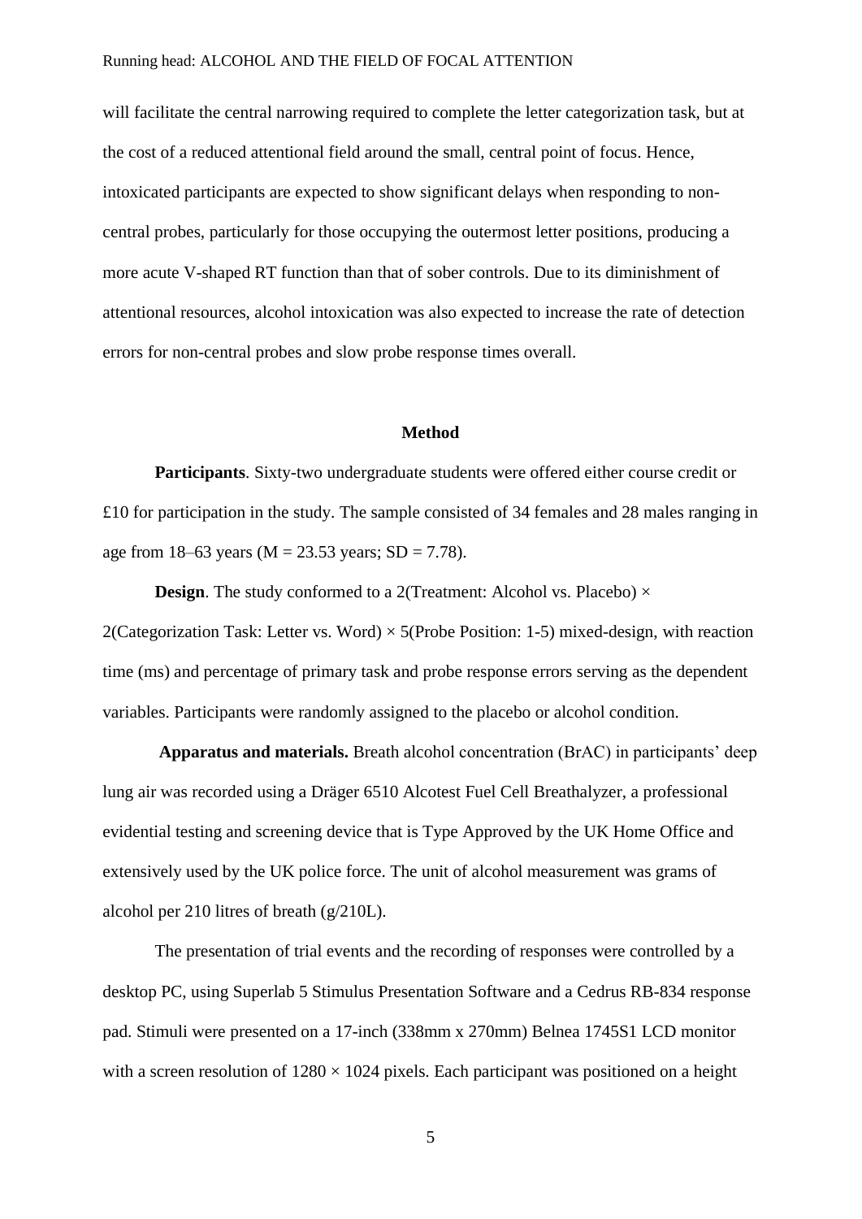will facilitate the central narrowing required to complete the letter categorization task, but at the cost of a reduced attentional field around the small, central point of focus. Hence, intoxicated participants are expected to show significant delays when responding to non-central probes, particularly for those occupying the outermost letter positions, producing a more acute V-shaped RT function than that of sober controls. Due to its diminishment of attentional resources, alcohol intoxication was also expected to increase the rate of detection errors for non-central probes and slow probe response times overall.

## Method

**Participants**. Sixty-two undergraduate students were offered either course credit or £10 for participation in the study. The sample consisted of 34 females and 28 males ranging in age from 18–63 years (M = 23.53 years; SD = 7.78).

**Design**. The study conformed to a 2(Treatment: Alcohol vs. Placebo) × 2(Categorization Task: Letter vs. Word) × 5(Probe Position: 1-5) mixed-design, with reaction time (ms) and percentage of primary task and probe response errors serving as the dependent variables. Participants were randomly assigned to the placebo or alcohol condition.

**Apparatus and materials.** Breath alcohol concentration (BrAC) in participants' deep lung air was recorded using a Dräger 6510 Alcotest Fuel Cell Breathalyzer, a professional evidential testing and screening device that is Type Approved by the UK Home Office and extensively used by the UK police force. The unit of alcohol measurement was grams of alcohol per 210 litres of breath (g/210L).

The presentation of trial events and the recording of responses were controlled by a desktop PC, using Superlab 5 Stimulus Presentation Software and a Cedrus RB-834 response pad. Stimuli were presented on a 17-inch (338mm x 270mm) Belnea 1745S1 LCD monitor with a screen resolution of 1280 × 1024 pixels. Each participant was positioned on a height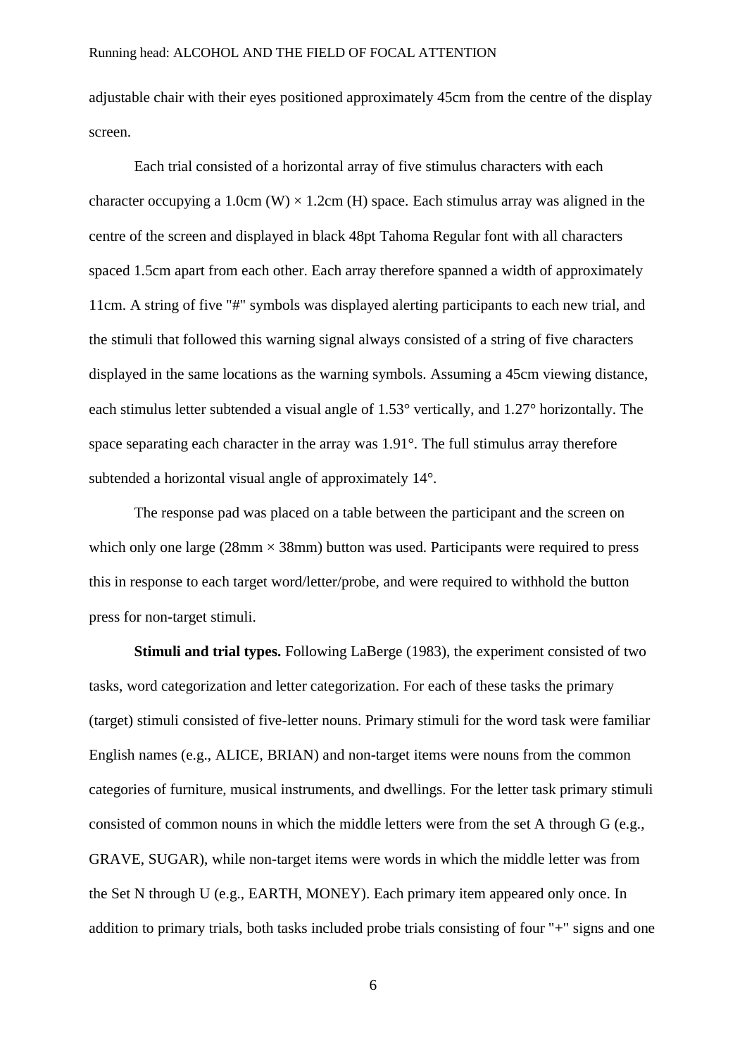adjustable chair with their eyes positioned approximately 45cm from the centre of the display screen.

Each trial consisted of a horizontal array of five stimulus characters with each character occupying a 1.0cm (W) × 1.2cm (H) space. Each stimulus array was aligned in the centre of the screen and displayed in black 48pt Tahoma Regular font with all characters spaced 1.5cm apart from each other. Each array therefore spanned a width of approximately 11cm. A string of five "#" symbols was displayed alerting participants to each new trial, and the stimuli that followed this warning signal always consisted of a string of five characters displayed in the same locations as the warning symbols. Assuming a 45cm viewing distance, each stimulus letter subtended a visual angle of 1.53° vertically, and 1.27° horizontally. The space separating each character in the array was 1.91°. The full stimulus array therefore subtended a horizontal visual angle of approximately 14°.

The response pad was placed on a table between the participant and the screen on which only one large (28mm × 38mm) button was used. Participants were required to press this in response to each target word/letter/probe, and were required to withhold the button press for non-target stimuli.

**Stimuli and trial types.** Following LaBerge (1983), the experiment consisted of two tasks, word categorization and letter categorization. For each of these tasks the primary (target) stimuli consisted of five-letter nouns. Primary stimuli for the word task were familiar English names (e.g., ALICE, BRIAN) and non-target items were nouns from the common categories of furniture, musical instruments, and dwellings. For the letter task primary stimuli consisted of common nouns in which the middle letters were from the set A through G (e.g., GRAVE, SUGAR), while non-target items were words in which the middle letter was from the Set N through U (e.g., EARTH, MONEY). Each primary item appeared only once. In addition to primary trials, both tasks included probe trials consisting of four "+" signs and one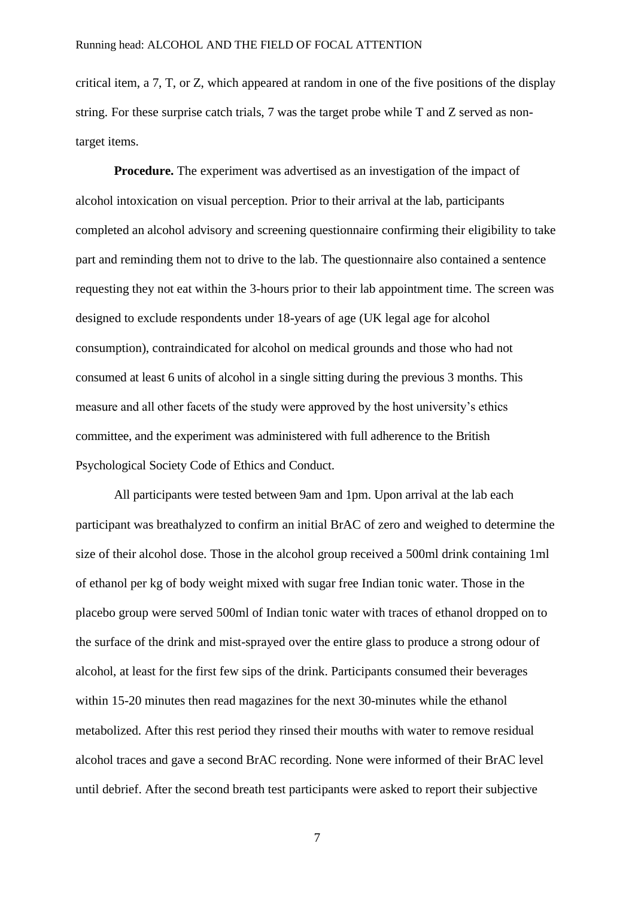critical item, a 7, T, or Z, which appeared at random in one of the five positions of the display string. For these surprise catch trials, 7 was the target probe while T and Z served as non-target items.

**Procedure.** The experiment was advertised as an investigation of the impact of alcohol intoxication on visual perception. Prior to their arrival at the lab, participants completed an alcohol advisory and screening questionnaire confirming their eligibility to take part and reminding them not to drive to the lab. The questionnaire also contained a sentence requesting they not eat within the 3-hours prior to their lab appointment time. The screen was designed to exclude respondents under 18-years of age (UK legal age for alcohol consumption), contraindicated for alcohol on medical grounds and those who had not consumed at least 6 units of alcohol in a single sitting during the previous 3 months. This measure and all other facets of the study were approved by the host university's ethics committee, and the experiment was administered with full adherence to the British Psychological Society Code of Ethics and Conduct.

All participants were tested between 9am and 1pm. Upon arrival at the lab each participant was breathalyzed to confirm an initial BrAC of zero and weighed to determine the size of their alcohol dose. Those in the alcohol group received a 500ml drink containing 1ml of ethanol per kg of body weight mixed with sugar free Indian tonic water. Those in the placebo group were served 500ml of Indian tonic water with traces of ethanol dropped on to the surface of the drink and mist-sprayed over the entire glass to produce a strong odour of alcohol, at least for the first few sips of the drink. Participants consumed their beverages within 15-20 minutes then read magazines for the next 30-minutes while the ethanol metabolized. After this rest period they rinsed their mouths with water to remove residual alcohol traces and gave a second BrAC recording. None were informed of their BrAC level until debrief. After the second breath test participants were asked to report their subjective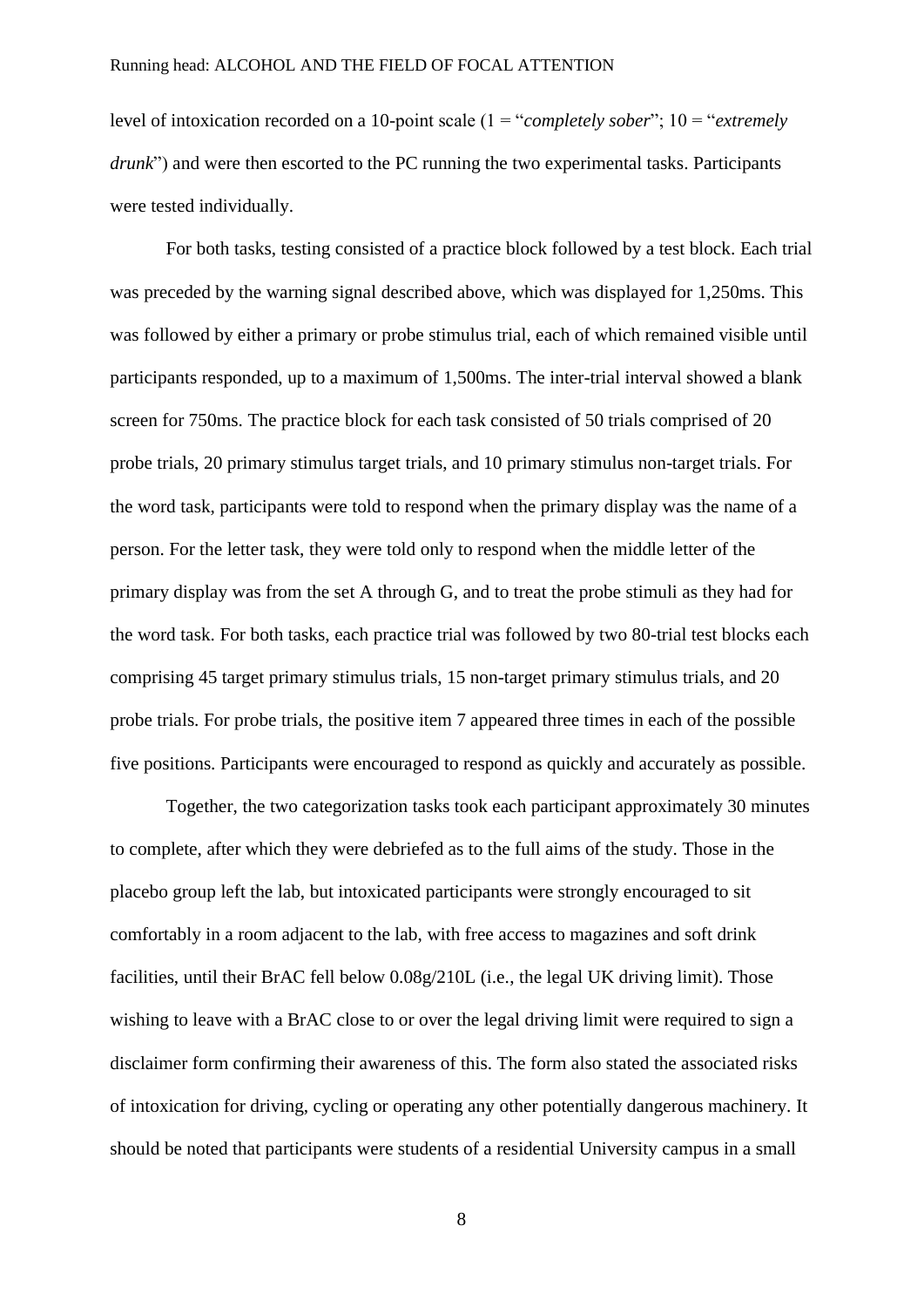level of intoxication recorded on a 10-point scale (1 = "*completely sober*"; 10 = "*extremely drunk*") and were then escorted to the PC running the two experimental tasks. Participants were tested individually.

For both tasks, testing consisted of a practice block followed by a test block. Each trial was preceded by the warning signal described above, which was displayed for 1,250ms. This was followed by either a primary or probe stimulus trial, each of which remained visible until participants responded, up to a maximum of 1,500ms. The inter-trial interval showed a blank screen for 750ms. The practice block for each task consisted of 50 trials comprised of 20 probe trials, 20 primary stimulus target trials, and 10 primary stimulus non-target trials. For the word task, participants were told to respond when the primary display was the name of a person. For the letter task, they were told only to respond when the middle letter of the primary display was from the set A through G, and to treat the probe stimuli as they had for the word task. For both tasks, each practice trial was followed by two 80-trial test blocks each comprising 45 target primary stimulus trials, 15 non-target primary stimulus trials, and 20 probe trials. For probe trials, the positive item 7 appeared three times in each of the possible five positions. Participants were encouraged to respond as quickly and accurately as possible.

Together, the two categorization tasks took each participant approximately 30 minutes to complete, after which they were debriefed as to the full aims of the study. Those in the placebo group left the lab, but intoxicated participants were strongly encouraged to sit comfortably in a room adjacent to the lab, with free access to magazines and soft drink facilities, until their BrAC fell below 0.08g/210L (i.e., the legal UK driving limit). Those wishing to leave with a BrAC close to or over the legal driving limit were required to sign a disclaimer form confirming their awareness of this. The form also stated the associated risks of intoxication for driving, cycling or operating any other potentially dangerous machinery. It should be noted that participants were students of a residential University campus in a small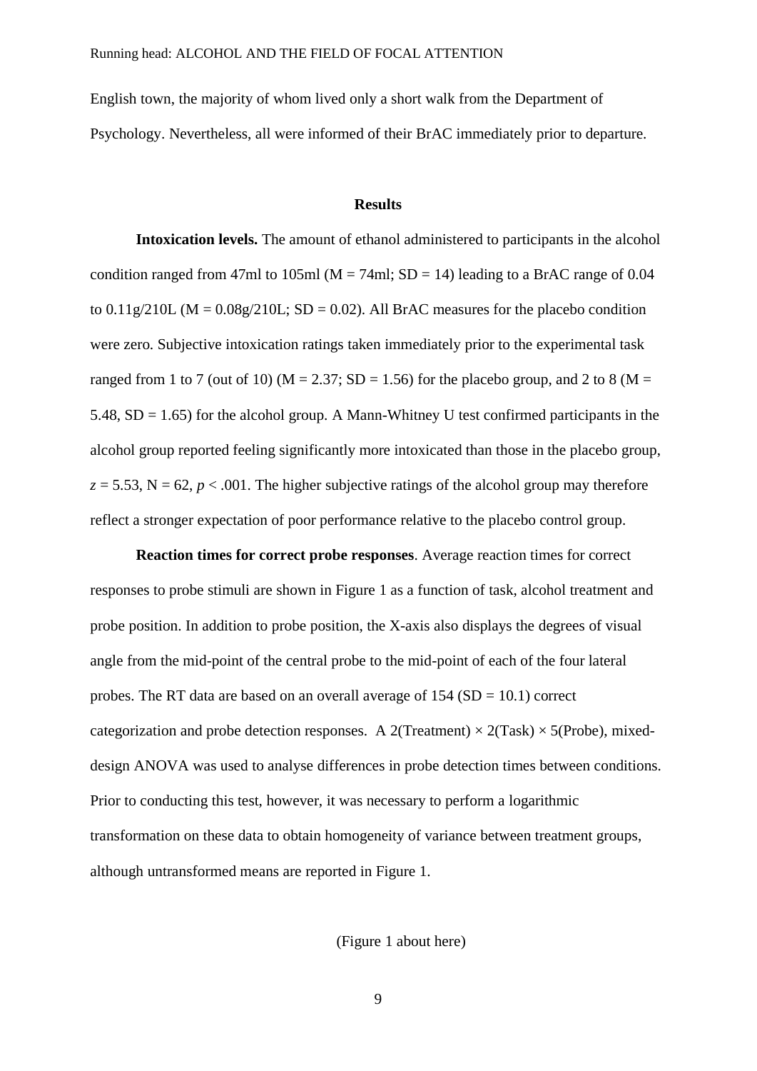English town, the majority of whom lived only a short walk from the Department of Psychology. Nevertheless, all were informed of their BrAC immediately prior to departure.

## Results

**Intoxication levels.** The amount of ethanol administered to participants in the alcohol condition ranged from 47ml to 105ml (M = 74ml; SD = 14) leading to a BrAC range of 0.04 to 0.11g/210L (M = 0.08g/210L; SD = 0.02). All BrAC measures for the placebo condition were zero. Subjective intoxication ratings taken immediately prior to the experimental task ranged from 1 to 7 (out of 10) (M = 2.37; SD = 1.56) for the placebo group, and 2 to 8 (M = 5.48, SD = 1.65) for the alcohol group. A Mann-Whitney U test confirmed participants in the alcohol group reported feeling significantly more intoxicated than those in the placebo group, $z = 5.53$, $N = 62$, $p < .001$. The higher subjective ratings of the alcohol group may therefore reflect a stronger expectation of poor performance relative to the placebo control group.

**Reaction times for correct probe responses**. Average reaction times for correct responses to probe stimuli are shown in Figure 1 as a function of task, alcohol treatment and probe position. In addition to probe position, the X-axis also displays the degrees of visual angle from the mid-point of the central probe to the mid-point of each of the four lateral probes. The RT data are based on an overall average of 154 (SD = 10.1) correct categorization and probe detection responses. A 2(Treatment) × 2(Task) × 5(Probe), mixed-design ANOVA was used to analyse differences in probe detection times between conditions. Prior to conducting this test, however, it was necessary to perform a logarithmic transformation on these data to obtain homogeneity of variance between treatment groups, although untransformed means are reported in Figure 1.

(Figure 1 about here)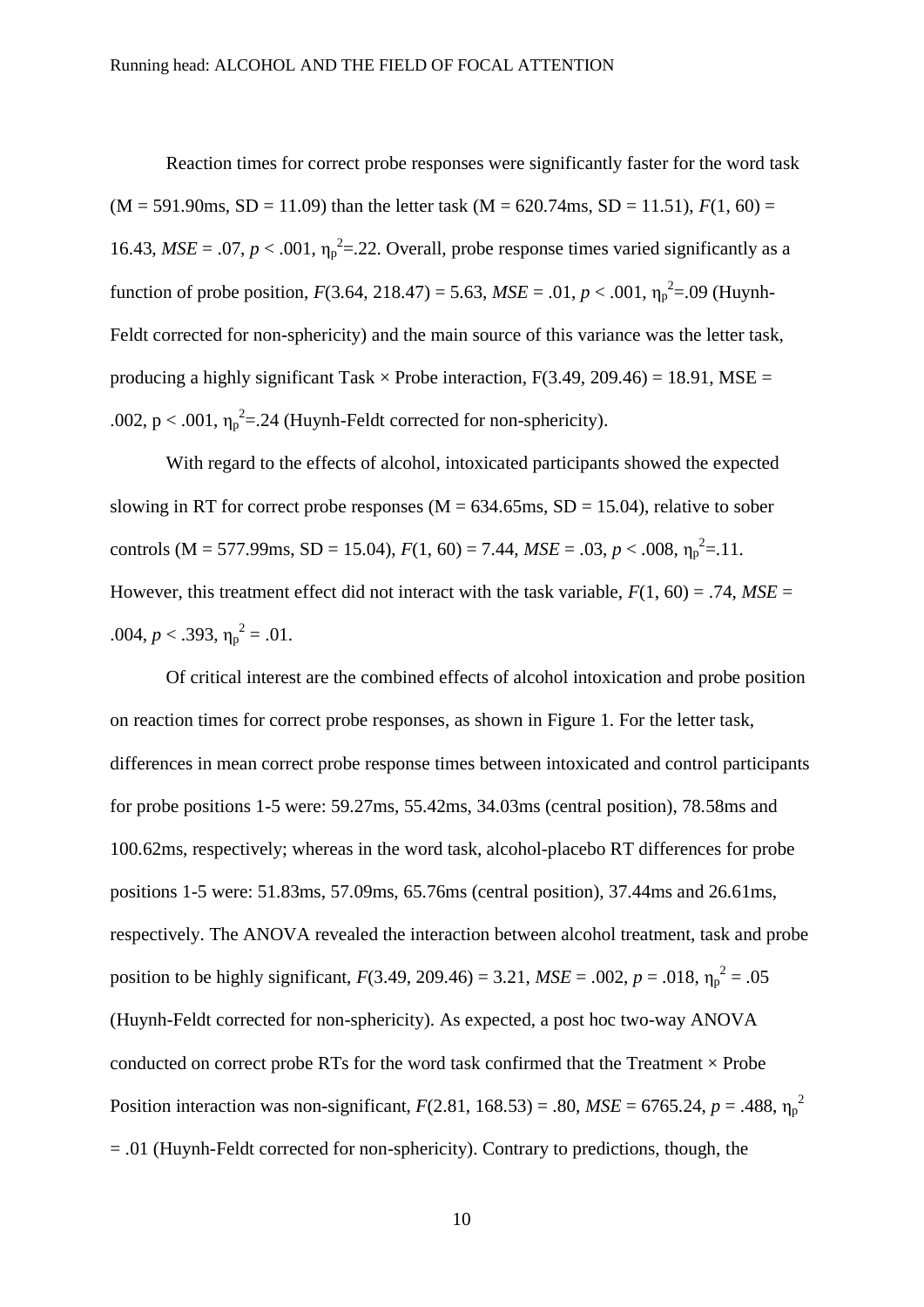Reaction times for correct probe responses were significantly faster for the word task (M = 591.90ms, SD = 11.09) than the letter task (M = 620.74ms, SD = 11.51), $F(1, 60) = 16.43$, $MSE = .07$, $p < .001$, $\eta_p^2 = .22$. Overall, probe response times varied significantly as a function of probe position, $F(3.64, 218.47) = 5.63$, $MSE = .01$, $p < .001$, $\eta_p^2 = .09$ (Huynh-Feldt corrected for non-sphericity) and the main source of this variance was the letter task, producing a highly significant Task × Probe interaction, $F(3.49, 209.46) = 18.91$, $MSE = .002$, $p < .001$, $\eta_p^2 = .24$ (Huynh-Feldt corrected for non-sphericity).

With regard to the effects of alcohol, intoxicated participants showed the expected slowing in RT for correct probe responses (M = 634.65ms, SD = 15.04), relative to sober controls (M = 577.99ms, SD = 15.04), $F(1, 60) = 7.44$, $MSE = .03$, $p < .008$, $\eta_p^2 = .11$. However, this treatment effect did not interact with the task variable, $F(1, 60) = .74$, $MSE = .004$, $p < .393$, $\eta_p^2 = .01$.

Of critical interest are the combined effects of alcohol intoxication and probe position on reaction times for correct probe responses, as shown in Figure 1. For the letter task, differences in mean correct probe response times between intoxicated and control participants for probe positions 1-5 were: 59.27ms, 55.42ms, 34.03ms (central position), 78.58ms and 100.62ms, respectively; whereas in the word task, alcohol-placebo RT differences for probe positions 1-5 were: 51.83ms, 57.09ms, 65.76ms (central position), 37.44ms and 26.61ms, respectively. The ANOVA revealed the interaction between alcohol treatment, task and probe position to be highly significant, $F(3.49, 209.46) = 3.21$, $MSE = .002$, $p = .018$, $\eta_p^2 = .05$ (Huynh-Feldt corrected for non-sphericity). As expected, a post hoc two-way ANOVA conducted on correct probe RTs for the word task confirmed that the Treatment × Probe Position interaction was non-significant, $F(2.81, 168.53) = .80$, $MSE = 6765.24$, $p = .488$, $\eta_p^2 = .01$ (Huynh-Feldt corrected for non-sphericity). Contrary to predictions, though, the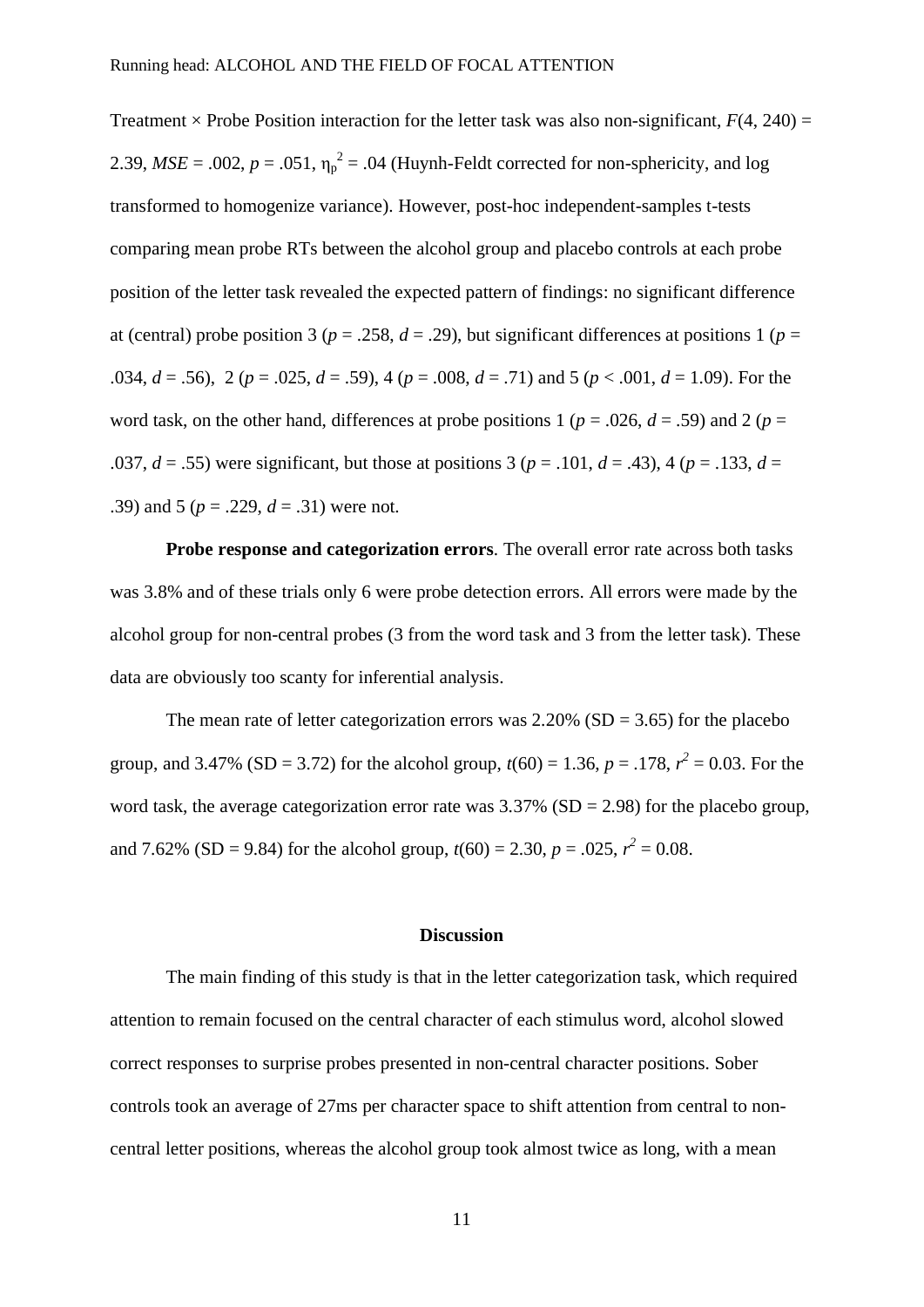Treatment × Probe Position interaction for the letter task was also non-significant, $F(4, 240) = 2.39$, $MSE = .002$, $p = .051$, $\eta_p^2 = .04$ (Huynh-Feldt corrected for non-sphericity, and log transformed to homogenize variance). However, post-hoc independent-samples t-tests comparing mean probe RTs between the alcohol group and placebo controls at each probe position of the letter task revealed the expected pattern of findings: no significant difference at (central) probe position 3 ($p = .258$, $d = .29$), but significant differences at positions 1 ($p = .034$, $d = .56$), 2 ($p = .025$, $d = .59$), 4 ($p = .008$, $d = .71$) and 5 ($p < .001$, $d = 1.09$). For the word task, on the other hand, differences at probe positions 1 ($p = .026$, $d = .59$) and 2 ($p = .037$, $d = .55$) were significant, but those at positions 3 ($p = .101$, $d = .43$), 4 ($p = .133$, $d = .39$) and 5 ($p = .229$, $d = .31$) were not.

**Probe response and categorization errors**. The overall error rate across both tasks was 3.8% and of these trials only 6 were probe detection errors. All errors were made by the alcohol group for non-central probes (3 from the word task and 3 from the letter task). These data are obviously too scanty for inferential analysis.

The mean rate of letter categorization errors was 2.20% (SD = 3.65) for the placebo group, and 3.47% (SD = 3.72) for the alcohol group, $t(60) = 1.36$, $p = .178$, $r^2 = 0.03$. For the word task, the average categorization error rate was 3.37% (SD = 2.98) for the placebo group, and 7.62% (SD = 9.84) for the alcohol group, $t(60) = 2.30$, $p = .025$, $r^2 = 0.08$.

## Discussion

The main finding of this study is that in the letter categorization task, which required attention to remain focused on the central character of each stimulus word, alcohol slowed correct responses to surprise probes presented in non-central character positions. Sober controls took an average of 27ms per character space to shift attention from central to non-central letter positions, whereas the alcohol group took almost twice as long, with a mean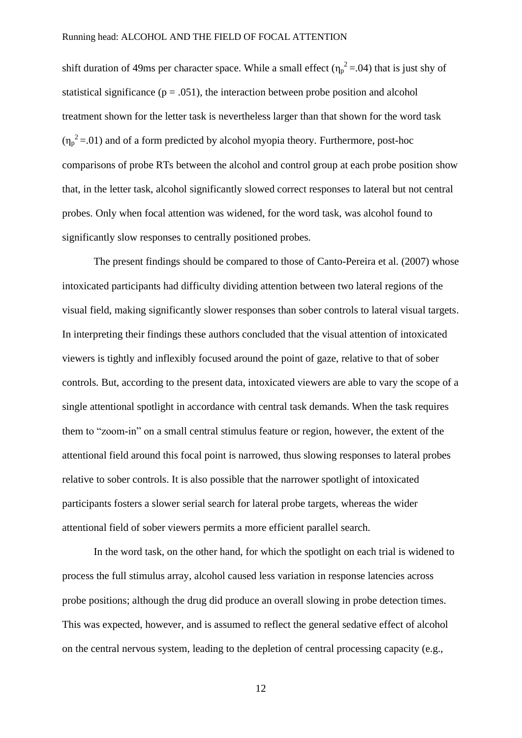shift duration of 49ms per character space. While a small effect ($\eta_p^2 = .04$) that is just shy of statistical significance ($p = .051$), the interaction between probe position and alcohol treatment shown for the letter task is nevertheless larger than that shown for the word task ($\eta_p^2 = .01$) and of a form predicted by alcohol myopia theory. Furthermore, post-hoc comparisons of probe RTs between the alcohol and control group at each probe position show that, in the letter task, alcohol significantly slowed correct responses to lateral but not central probes. Only when focal attention was widened, for the word task, was alcohol found to significantly slow responses to centrally positioned probes.

The present findings should be compared to those of Canto-Pereira et al. (2007) whose intoxicated participants had difficulty dividing attention between two lateral regions of the visual field, making significantly slower responses than sober controls to lateral visual targets. In interpreting their findings these authors concluded that the visual attention of intoxicated viewers is tightly and inflexibly focused around the point of gaze, relative to that of sober controls. But, according to the present data, intoxicated viewers are able to vary the scope of a single attentional spotlight in accordance with central task demands. When the task requires them to "zoom-in" on a small central stimulus feature or region, however, the extent of the attentional field around this focal point is narrowed, thus slowing responses to lateral probes relative to sober controls. It is also possible that the narrower spotlight of intoxicated participants fosters a slower serial search for lateral probe targets, whereas the wider attentional field of sober viewers permits a more efficient parallel search.

In the word task, on the other hand, for which the spotlight on each trial is widened to process the full stimulus array, alcohol caused less variation in response latencies across probe positions; although the drug did produce an overall slowing in probe detection times. This was expected, however, and is assumed to reflect the general sedative effect of alcohol on the central nervous system, leading to the depletion of central processing capacity (e.g.,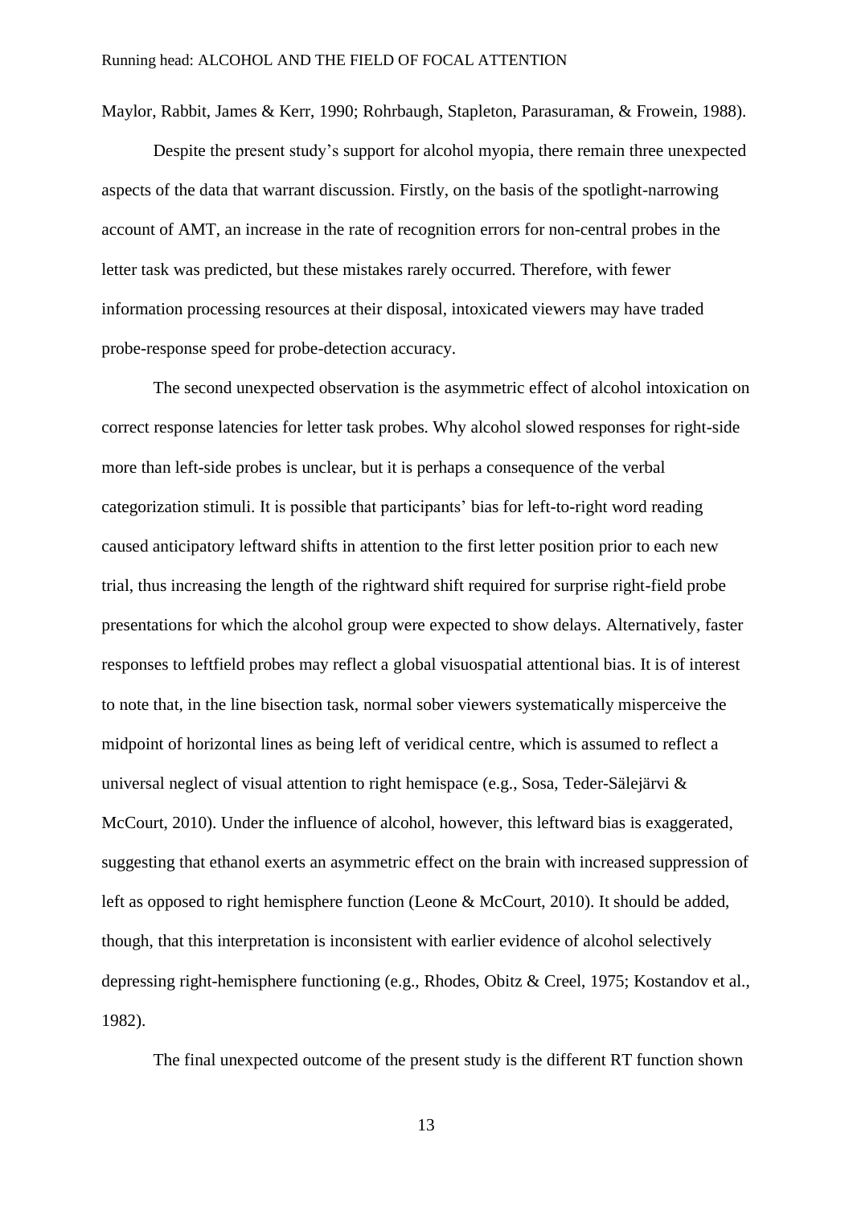Maylor, Rabbit, James & Kerr, 1990; Rohrbaugh, Stapleton, Parasuraman, & Frowein, 1988).

Despite the present study's support for alcohol myopia, there remain three unexpected aspects of the data that warrant discussion. Firstly, on the basis of the spotlight-narrowing account of AMT, an increase in the rate of recognition errors for non-central probes in the letter task was predicted, but these mistakes rarely occurred. Therefore, with fewer information processing resources at their disposal, intoxicated viewers may have traded probe-response speed for probe-detection accuracy.

The second unexpected observation is the asymmetric effect of alcohol intoxication on correct response latencies for letter task probes. Why alcohol slowed responses for right-side more than left-side probes is unclear, but it is perhaps a consequence of the verbal categorization stimuli. It is possible that participants' bias for left-to-right word reading caused anticipatory leftward shifts in attention to the first letter position prior to each new trial, thus increasing the length of the rightward shift required for surprise right-field probe presentations for which the alcohol group were expected to show delays. Alternatively, faster responses to leftfield probes may reflect a global visuospatial attentional bias. It is of interest to note that, in the line bisection task, normal sober viewers systematically misperceive the midpoint of horizontal lines as being left of veridical centre, which is assumed to reflect a universal neglect of visual attention to right hemispace (e.g., Sosa, Teder-Sälejärvi & McCourt, 2010). Under the influence of alcohol, however, this leftward bias is exaggerated, suggesting that ethanol exerts an asymmetric effect on the brain with increased suppression of left as opposed to right hemisphere function (Leone & McCourt, 2010). It should be added, though, that this interpretation is inconsistent with earlier evidence of alcohol selectively depressing right-hemisphere functioning (e.g., Rhodes, Obitz & Creel, 1975; Kostandov et al., 1982).

The final unexpected outcome of the present study is the different RT function shown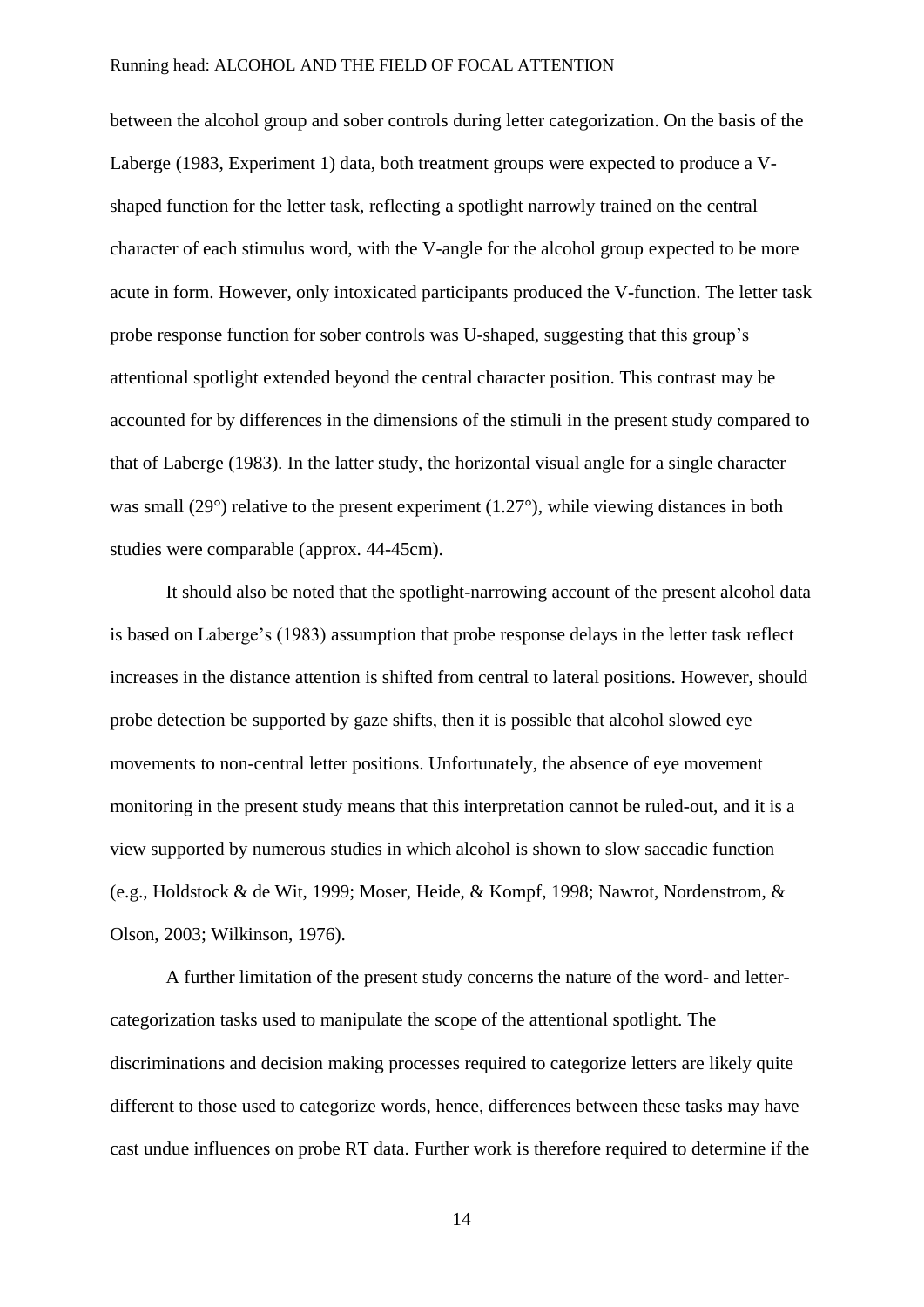between the alcohol group and sober controls during letter categorization. On the basis of the Laberge (1983, Experiment 1) data, both treatment groups were expected to produce a V-shaped function for the letter task, reflecting a spotlight narrowly trained on the central character of each stimulus word, with the V-angle for the alcohol group expected to be more acute in form. However, only intoxicated participants produced the V-function. The letter task probe response function for sober controls was U-shaped, suggesting that this group's attentional spotlight extended beyond the central character position. This contrast may be accounted for by differences in the dimensions of the stimuli in the present study compared to that of Laberge (1983). In the latter study, the horizontal visual angle for a single character was small (29°) relative to the present experiment (1.27°), while viewing distances in both studies were comparable (approx. 44-45cm).

It should also be noted that the spotlight-narrowing account of the present alcohol data is based on Laberge's (1983) assumption that probe response delays in the letter task reflect increases in the distance attention is shifted from central to lateral positions. However, should probe detection be supported by gaze shifts, then it is possible that alcohol slowed eye movements to non-central letter positions. Unfortunately, the absence of eye movement monitoring in the present study means that this interpretation cannot be ruled-out, and it is a view supported by numerous studies in which alcohol is shown to slow saccadic function (e.g., Holdstock & de Wit, 1999; Moser, Heide, & Kompf, 1998; Nawrot, Nordenstrom, & Olson, 2003; Wilkinson, 1976).

A further limitation of the present study concerns the nature of the word- and letter-categorization tasks used to manipulate the scope of the attentional spotlight. The discriminations and decision making processes required to categorize letters are likely quite different to those used to categorize words, hence, differences between these tasks may have cast undue influences on probe RT data. Further work is therefore required to determine if the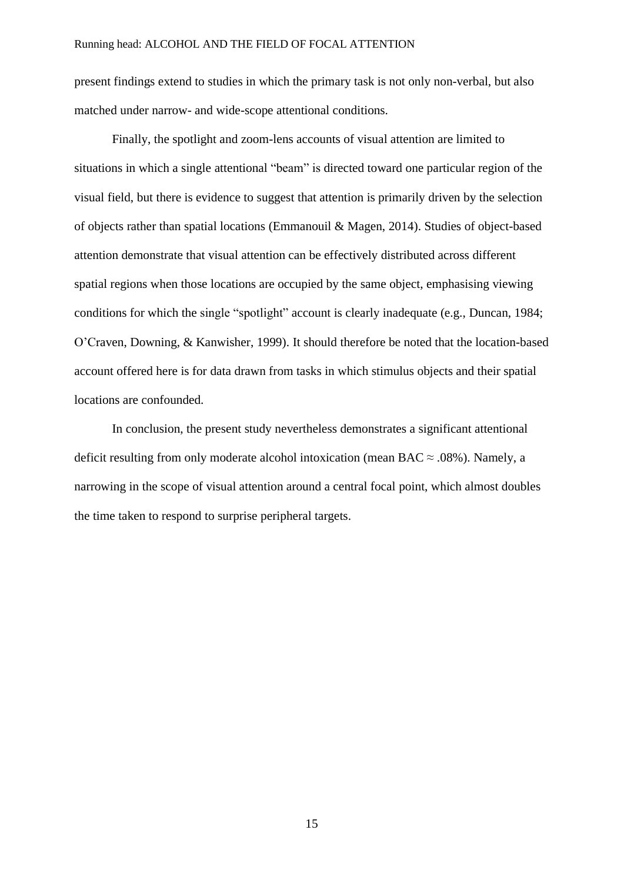present findings extend to studies in which the primary task is not only non-verbal, but also matched under narrow- and wide-scope attentional conditions.

Finally, the spotlight and zoom-lens accounts of visual attention are limited to situations in which a single attentional "beam" is directed toward one particular region of the visual field, but there is evidence to suggest that attention is primarily driven by the selection of objects rather than spatial locations (Emmanouil & Magen, 2014). Studies of object-based attention demonstrate that visual attention can be effectively distributed across different spatial regions when those locations are occupied by the same object, emphasising viewing conditions for which the single "spotlight" account is clearly inadequate (e.g., Duncan, 1984; O'Craven, Downing, & Kanwisher, 1999). It should therefore be noted that the location-based account offered here is for data drawn from tasks in which stimulus objects and their spatial locations are confounded.

In conclusion, the present study nevertheless demonstrates a significant attentional deficit resulting from only moderate alcohol intoxication (mean BAC ≈ .08%). Namely, a narrowing in the scope of visual attention around a central focal point, which almost doubles the time taken to respond to surprise peripheral targets.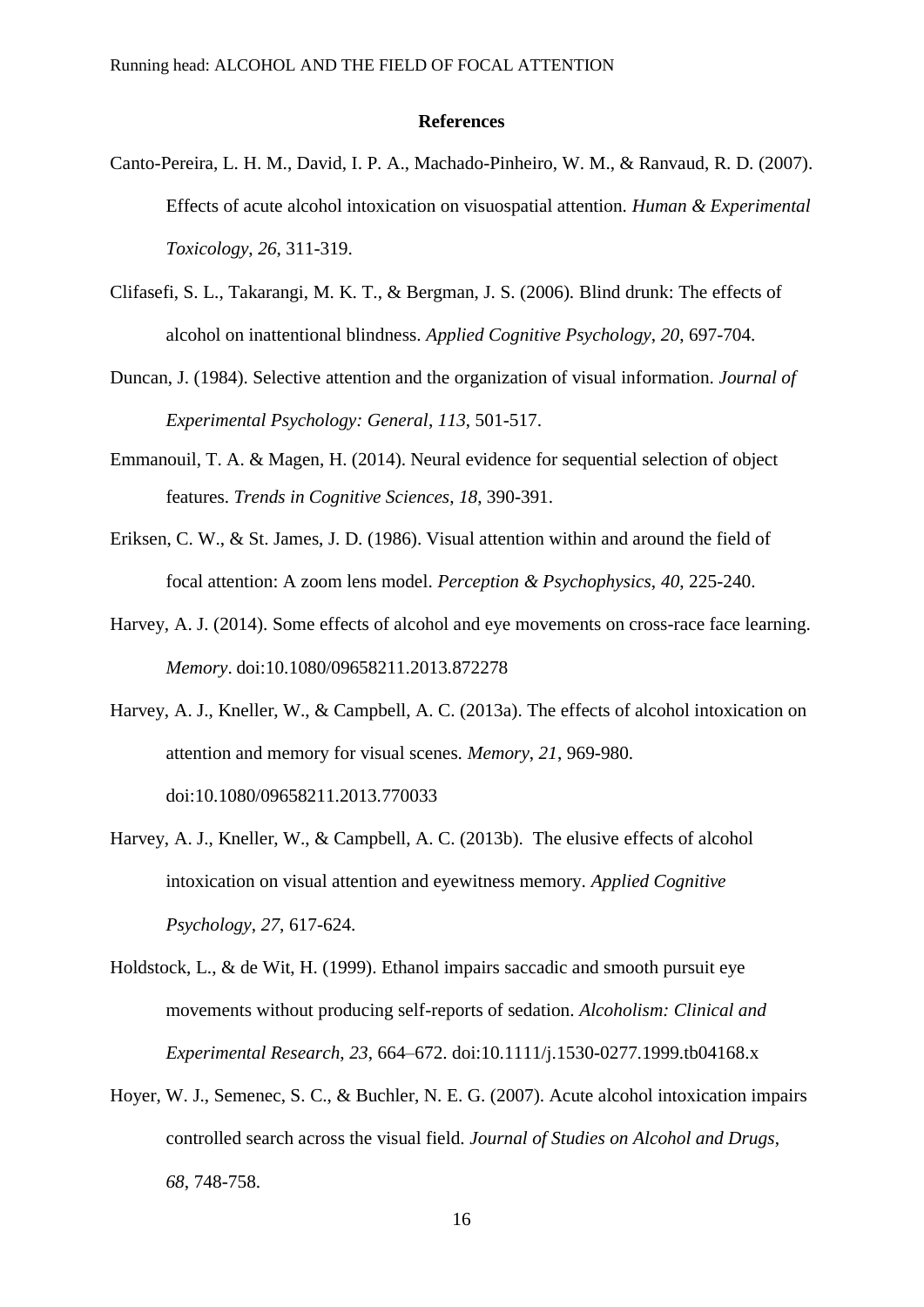# References

Canto-Pereira, L. H. M., David, I. P. A., Machado-Pinheiro, W. M., & Ranvaud, R. D. (2007). Effects of acute alcohol intoxication on visuospatial attention. *Human & Experimental Toxicology*, *26*, 311-319.

Clifasefi, S. L., Takarangi, M. K. T., & Bergman, J. S. (2006). Blind drunk: The effects of alcohol on inattentional blindness. *Applied Cognitive Psychology*, *20*, 697-704.

Duncan, J. (1984). Selective attention and the organization of visual information. *Journal of Experimental Psychology: General*, *113*, 501-517.

Emmanouil, T. A. & Magen, H. (2014). Neural evidence for sequential selection of object features. *Trends in Cognitive Sciences*, *18*, 390-391.

Eriksen, C. W., & St. James, J. D. (1986). Visual attention within and around the field of focal attention: A zoom lens model. *Perception & Psychophysics*, *40*, 225-240.

Harvey, A. J. (2014). Some effects of alcohol and eye movements on cross-race face learning. *Memory*. doi:10.1080/09658211.2013.872278

Harvey, A. J., Kneller, W., & Campbell, A. C. (2013a). The effects of alcohol intoxication on attention and memory for visual scenes. *Memory*, *21*, 969-980. doi:10.1080/09658211.2013.770033

Harvey, A. J., Kneller, W., & Campbell, A. C. (2013b). The elusive effects of alcohol intoxication on visual attention and eyewitness memory. *Applied Cognitive Psychology*, *27*, 617-624.

Holdstock, L., & de Wit, H. (1999). Ethanol impairs saccadic and smooth pursuit eye movements without producing self-reports of sedation. *Alcoholism: Clinical and Experimental Research*, *23*, 664–672. doi:10.1111/j.1530-0277.1999.tb04168.x

Hoyer, W. J., Semenec, S. C., & Buchler, N. E. G. (2007). Acute alcohol intoxication impairs controlled search across the visual field. *Journal of Studies on Alcohol and Drugs*, *68*, 748-758.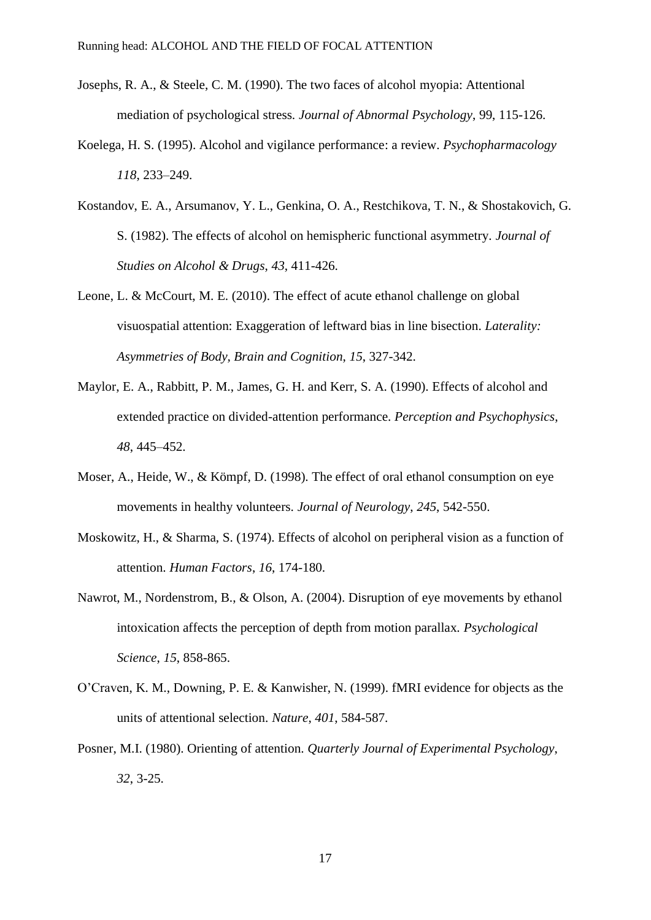Josephs, R. A., & Steele, C. M. (1990). The two faces of alcohol myopia: Attentional mediation of psychological stress. *Journal of Abnormal Psychology*, 99, 115-126.

Koelega, H. S. (1995). Alcohol and vigilance performance: a review. *Psychopharmacology 118*, 233–249.

Kostandov, E. A., Arsumanov, Y. L., Genkina, O. A., Restchikova, T. N., & Shostakovich, G. S. (1982). The effects of alcohol on hemispheric functional asymmetry. *Journal of Studies on Alcohol & Drugs*, *43*, 411-426.

Leone, L. & McCourt, M. E. (2010). The effect of acute ethanol challenge on global visuospatial attention: Exaggeration of leftward bias in line bisection. *Laterality: Asymmetries of Body, Brain and Cognition*, *15*, 327-342.

Maylor, E. A., Rabbitt, P. M., James, G. H. and Kerr, S. A. (1990). Effects of alcohol and extended practice on divided-attention performance. *Perception and Psychophysics*, *48*, 445–452.

Moser, A., Heide, W., & Kömpf, D. (1998). The effect of oral ethanol consumption on eye movements in healthy volunteers. *Journal of Neurology*, *245*, 542-550.

Moskowitz, H., & Sharma, S. (1974). Effects of alcohol on peripheral vision as a function of attention. *Human Factors*, *16*, 174-180.

Nawrot, M., Nordenstrom, B., & Olson, A. (2004). Disruption of eye movements by ethanol intoxication affects the perception of depth from motion parallax. *Psychological Science*, *15*, 858-865.

O'Craven, K. M., Downing, P. E. & Kanwisher, N. (1999). fMRI evidence for objects as the units of attentional selection. *Nature*, *401*, 584-587.

Posner, M.I. (1980). Orienting of attention. *Quarterly Journal of Experimental Psychology*, *32*, 3-25.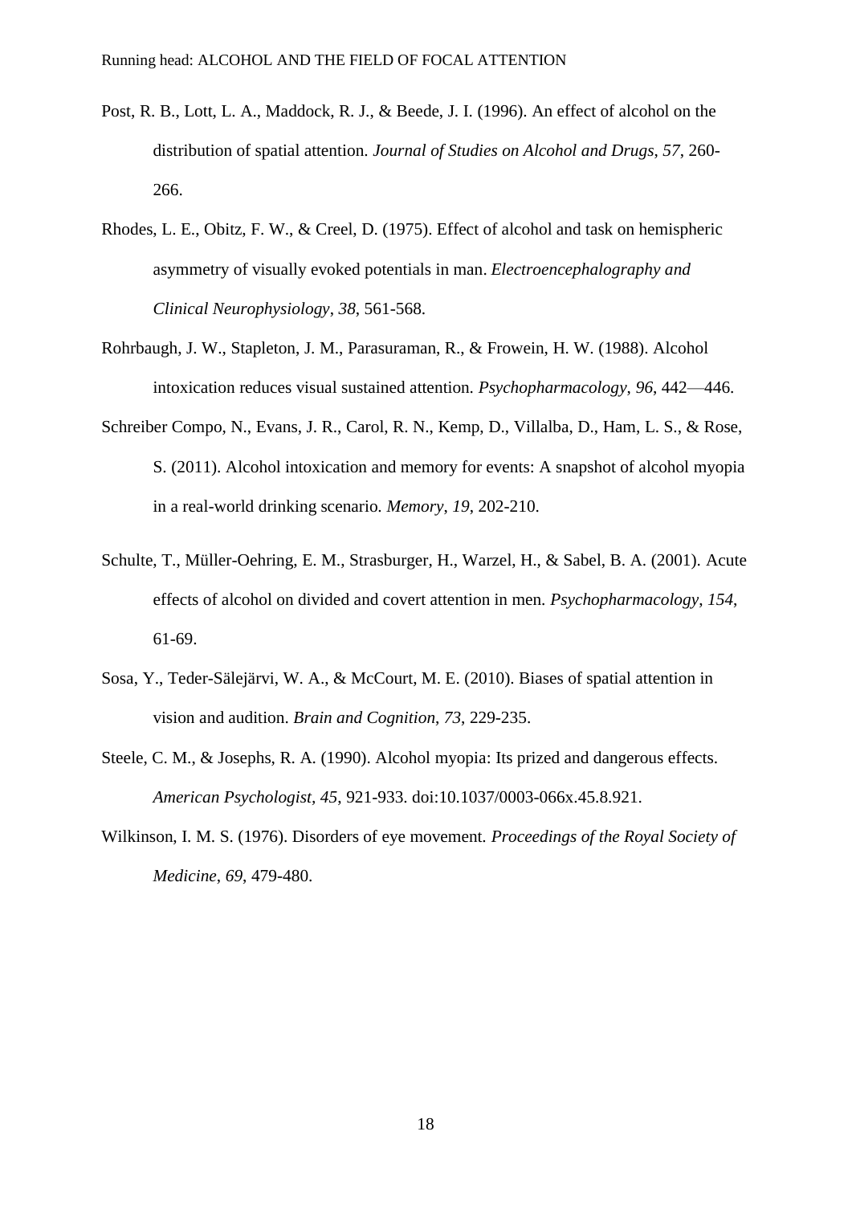Post, R. B., Lott, L. A., Maddock, R. J., & Beede, J. I. (1996). An effect of alcohol on the distribution of spatial attention. *Journal of Studies on Alcohol and Drugs*, *57*, 260-266.

Rhodes, L. E., Obitz, F. W., & Creel, D. (1975). Effect of alcohol and task on hemispheric asymmetry of visually evoked potentials in man. *Electroencephalography and Clinical Neurophysiology*, *38*, 561-568.

Rohrbaugh, J. W., Stapleton, J. M., Parasuraman, R., & Frowein, H. W. (1988). Alcohol intoxication reduces visual sustained attention. *Psychopharmacology*, *96*, 442—446.

Schreiber Compo, N., Evans, J. R., Carol, R. N., Kemp, D., Villalba, D., Ham, L. S., & Rose, S. (2011). Alcohol intoxication and memory for events: A snapshot of alcohol myopia in a real-world drinking scenario. *Memory*, *19*, 202-210.

Schulte, T., Müller-Oehring, E. M., Strasburger, H., Warzel, H., & Sabel, B. A. (2001). Acute effects of alcohol on divided and covert attention in men. *Psychopharmacology*, *154*, 61-69.

Sosa, Y., Teder-Sälejärvi, W. A., & McCourt, M. E. (2010). Biases of spatial attention in vision and audition. *Brain and Cognition*, *73*, 229-235.

Steele, C. M., & Josephs, R. A. (1990). Alcohol myopia: Its prized and dangerous effects. *American Psychologist, 45*, 921-933. doi:10.1037/0003-066x.45.8.921.

Wilkinson, I. M. S. (1976). Disorders of eye movement. *Proceedings of the Royal Society of Medicine*, *69*, 479-480.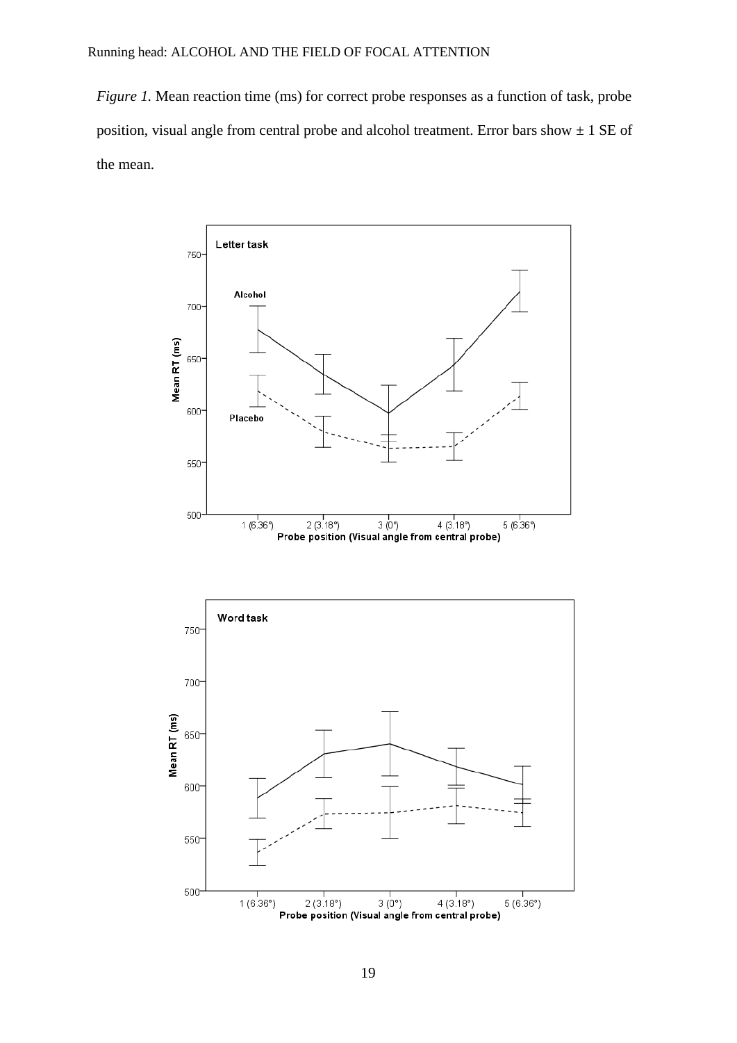*Figure 1.* Mean reaction time (ms) for correct probe responses as a function of task, probe position, visual angle from central probe and alcohol treatment. Error bars show ± 1 SE of the mean.

Letter task

Alcohol

Placebo

Mean RT (ms)

750
700
650
600
550
500

1 (6.36°) 2 (3.18°) 3 (0°) 4 (3.18°) 5 (6.36°)

Probe position (Visual angle from central probe)

Word task

Mean RT (ms)

750
700
650
600
550
500

1 (6.36°) 2 (3.18°) 3 (0°) 4 (3.18°) 5 (6.36°)

Probe position (Visual angle from central probe)